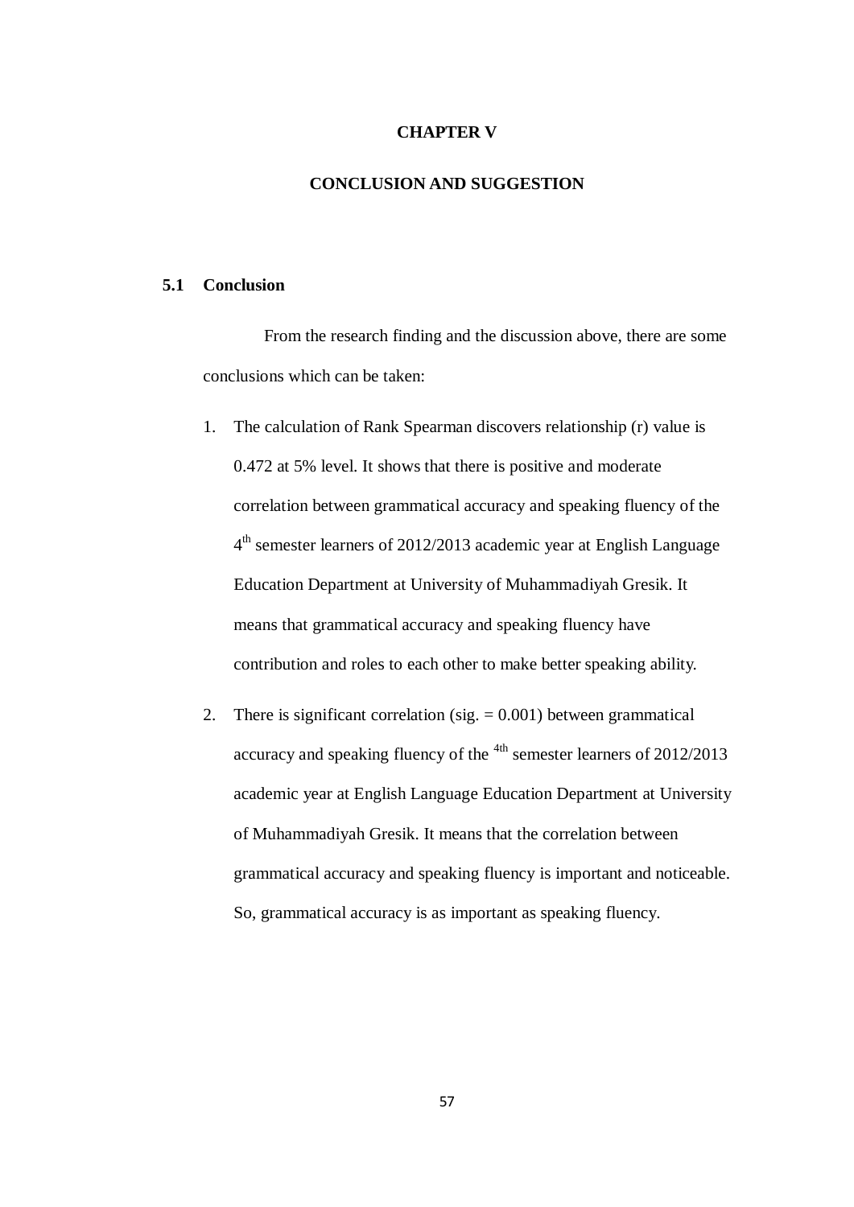# CHAPTER V

# CONCLUSION AND SUGGESTION

## 5.1 Conclusion

From the research finding and the discussion above, there are some conclusions which can be taken:

1. The calculation of Rank Spearman discovers relationship (r) value is 0.472 at 5% level. It shows that there is positive and moderate correlation between grammatical accuracy and speaking fluency of the 4th semester learners of 2012/2013 academic year at English Language Education Department at University of Muhammadiyah Gresik. It means that grammatical accuracy and speaking fluency have contribution and roles to each other to make better speaking ability.

2. There is significant correlation (sig. = 0.001) between grammatical accuracy and speaking fluency of the 4th semester learners of 2012/2013 academic year at English Language Education Department at University of Muhammadiyah Gresik. It means that the correlation between grammatical accuracy and speaking fluency is important and noticeable. So, grammatical accuracy is as important as speaking fluency.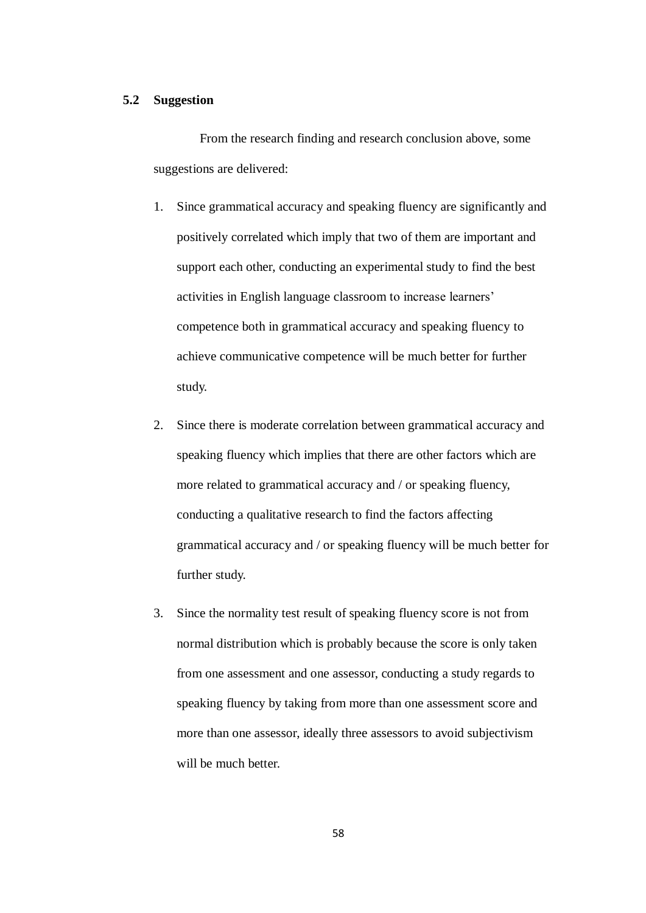## 5.2 Suggestion

From the research finding and research conclusion above, some suggestions are delivered:

1. Since grammatical accuracy and speaking fluency are significantly and positively correlated which imply that two of them are important and support each other, conducting an experimental study to find the best activities in English language classroom to increase learners' competence both in grammatical accuracy and speaking fluency to achieve communicative competence will be much better for further study.
2. Since there is moderate correlation between grammatical accuracy and speaking fluency which implies that there are other factors which are more related to grammatical accuracy and / or speaking fluency, conducting a qualitative research to find the factors affecting grammatical accuracy and / or speaking fluency will be much better for further study.
3. Since the normality test result of speaking fluency score is not from normal distribution which is probably because the score is only taken from one assessment and one assessor, conducting a study regards to speaking fluency by taking from more than one assessment score and more than one assessor, ideally three assessors to avoid subjectivism will be much better.